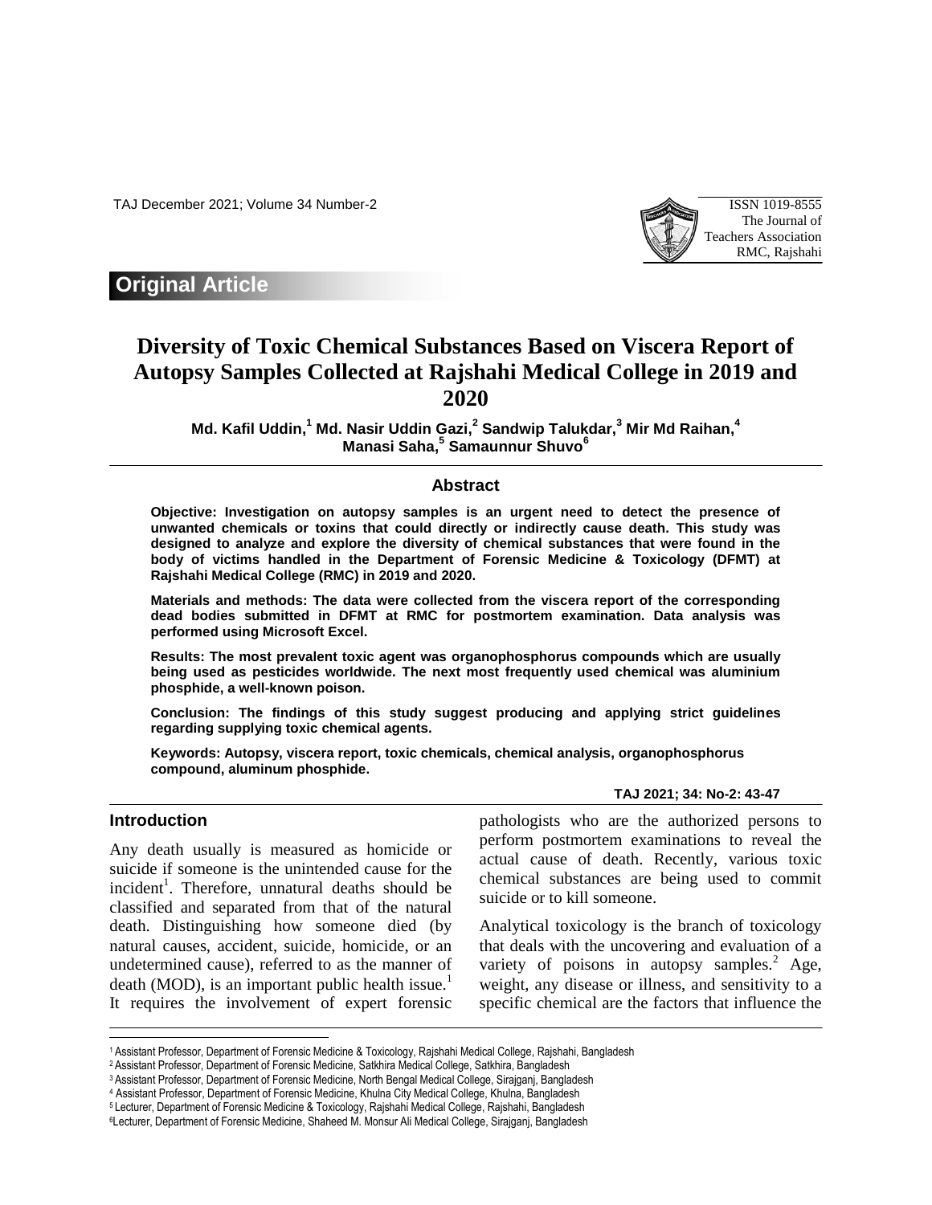**Original Article**

# Diversity of Toxic Chemical Substances Based on Viscera Report of Autopsy Samples Collected at Rajshahi Medical College in 2019 and 2020

**Md. Kafil Uddin,[1] Md. Nasir Uddin Gazi,[2] Sandwip Talukdar,[3] Mir Md Raihan,[4] Manasi Saha,[5] Samaunnur Shuvo[6]**

## Abstract

**Objective: Investigation on autopsy samples is an urgent need to detect the presence of unwanted chemicals or toxins that could directly or indirectly cause death. This study was designed to analyze and explore the diversity of chemical substances that were found in the body of victims handled in the Department of Forensic Medicine & Toxicology (DFMT) at Rajshahi Medical College (RMC) in 2019 and 2020.**

**Materials and methods: The data were collected from the viscera report of the corresponding dead bodies submitted in DFMT at RMC for postmortem examination. Data analysis was performed using Microsoft Excel.**

**Results: The most prevalent toxic agent was organophosphorus compounds which are usually being used as pesticides worldwide. The next most frequently used chemical was aluminium phosphide, a well-known poison.**

**Conclusion: The findings of this study suggest producing and applying strict guidelines regarding supplying toxic chemical agents.**

**Keywords: Autopsy, viscera report, toxic chemicals, chemical analysis, organophosphorus compound, aluminum phosphide.**

## Introduction

Any death usually is measured as homicide or suicide if someone is the unintended cause for the incident[1]. Therefore, unnatural deaths should be classified and separated from that of the natural death. Distinguishing how someone died (by natural causes, accident, suicide, homicide, or an undetermined cause), referred to as the manner of death (MOD), is an important public health issue.[1] It requires the involvement of expert forensic pathologists who are the authorized persons to perform postmortem examinations to reveal the actual cause of death. Recently, various toxic chemical substances are being used to commit suicide or to kill someone.

Analytical toxicology is the branch of toxicology that deals with the uncovering and evaluation of a variety of poisons in autopsy samples.[2] Age, weight, any disease or illness, and sensitivity to a specific chemical are the factors that influence the

---

[1] Assistant Professor, Department of Forensic Medicine & Toxicology, Rajshahi Medical College, Rajshahi, Bangladesh
[2] Assistant Professor, Department of Forensic Medicine, Satkhira Medical College, Satkhira, Bangladesh
[3] Assistant Professor, Department of Forensic Medicine, North Bengal Medical College, Sirajganj, Bangladesh
[4] Assistant Professor, Department of Forensic Medicine, Khulna City Medical College, Khulna, Bangladesh
[5] Lecturer, Department of Forensic Medicine & Toxicology, Rajshahi Medical College, Rajshahi, Bangladesh
[6] Lecturer, Department of Forensic Medicine, Shaheed M. Monsur Ali Medical College, Sirajganj, Bangladesh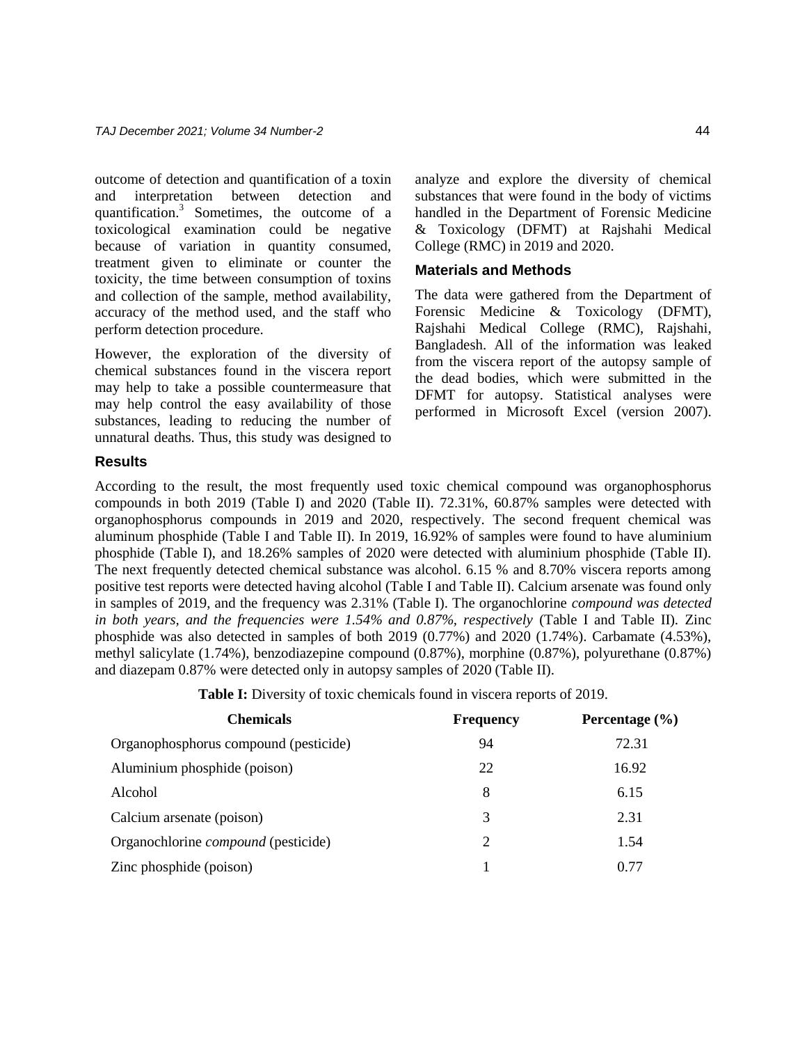outcome of detection and quantification of a toxin and interpretation between detection and quantification.[3] Sometimes, the outcome of a toxicological examination could be negative because of variation in quantity consumed, treatment given to eliminate or counter the toxicity, the time between consumption of toxins and collection of the sample, method availability, accuracy of the method used, and the staff who perform detection procedure.

However, the exploration of the diversity of chemical substances found in the viscera report may help to take a possible countermeasure that may help control the easy availability of those substances, leading to reducing the number of unnatural deaths. Thus, this study was designed to analyze and explore the diversity of chemical substances that were found in the body of victims handled in the Department of Forensic Medicine & Toxicology (DFMT) at Rajshahi Medical College (RMC) in 2019 and 2020.

## Materials and Methods

The data were gathered from the Department of Forensic Medicine & Toxicology (DFMT), Rajshahi Medical College (RMC), Rajshahi, Bangladesh. All of the information was leaked from the viscera report of the autopsy sample of the dead bodies, which were submitted in the DFMT for autopsy. Statistical analyses were performed in Microsoft Excel (version 2007).

## Results

According to the result, the most frequently used toxic chemical compound was organophosphorus compounds in both 2019 (Table I) and 2020 (Table II). 72.31%, 60.87% samples were detected with organophosphorus compounds in 2019 and 2020, respectively. The second frequent chemical was aluminum phosphide (Table I and Table II). In 2019, 16.92% of samples were found to have aluminium phosphide (Table I), and 18.26% samples of 2020 were detected with aluminium phosphide (Table II). The next frequently detected chemical substance was alcohol. 6.15 % and 8.70% viscera reports among positive test reports were detected having alcohol (Table I and Table II). Calcium arsenate was found only in samples of 2019, and the frequency was 2.31% (Table I). The organochlorine *compound was detected in both years, and the frequencies were 1.54% and 0.87%, respectively* (Table I and Table II). Zinc phosphide was also detected in samples of both 2019 (0.77%) and 2020 (1.74%). Carbamate (4.53%), methyl salicylate (1.74%), benzodiazepine compound (0.87%), morphine (0.87%), polyurethane (0.87%) and diazepam 0.87% were detected only in autopsy samples of 2020 (Table II).

**Table I:** Diversity of toxic chemicals found in viscera reports of 2019.

| Chemicals | Frequency | Percentage (%) |
|---|---|---|
| Organophosphorus compound (pesticide) | 94 | 72.31 |
| Aluminium phosphide (poison) | 22 | 16.92 |
| Alcohol | 8 | 6.15 |
| Calcium arsenate (poison) | 3 | 2.31 |
| Organochlorine *compound* (pesticide) | 2 | 1.54 |
| Zinc phosphide (poison) | 1 | 0.77 |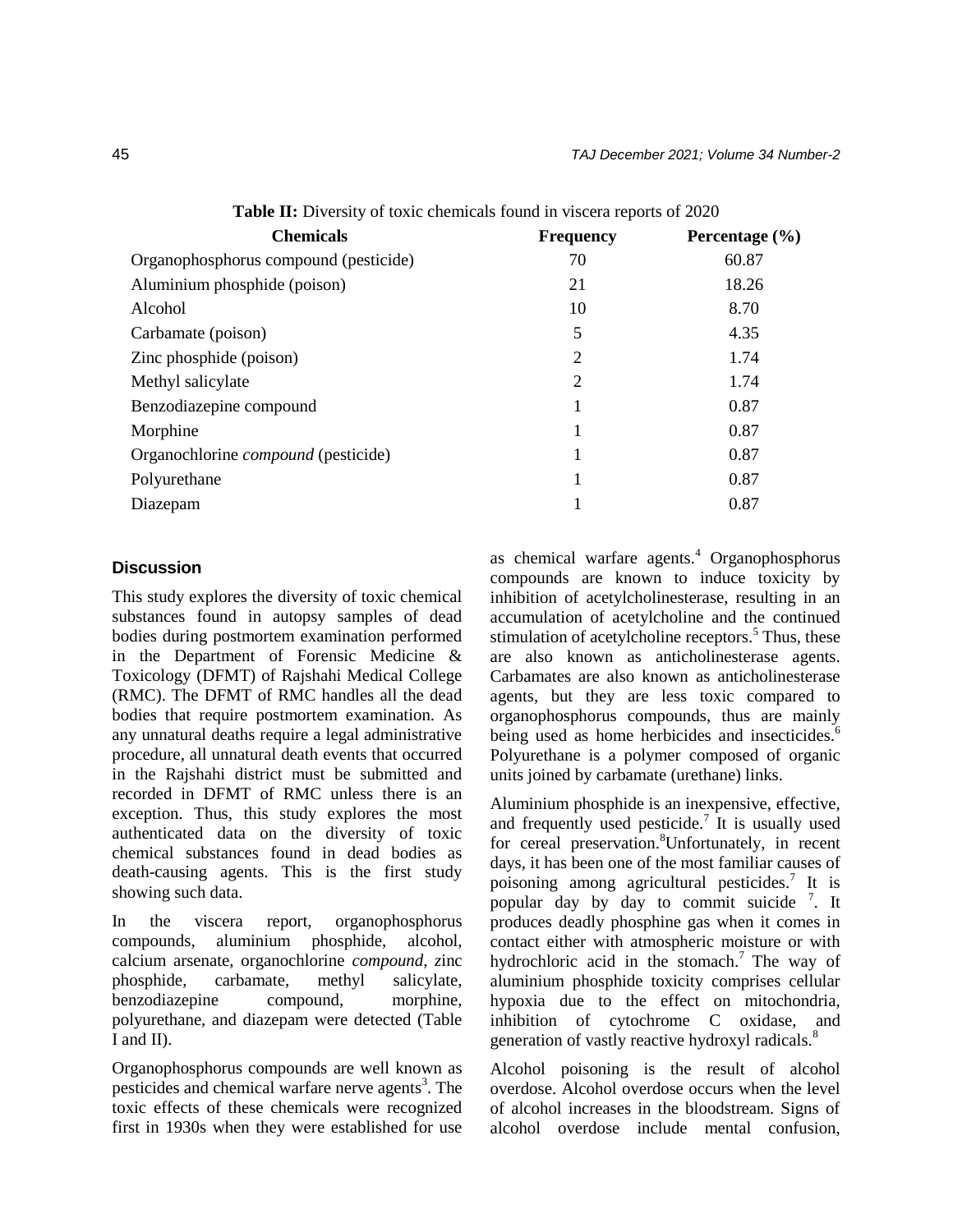**Table II:** Diversity of toxic chemicals found in viscera reports of 2020

| Chemicals | Frequency | Percentage (%) |
|---|---|---|
| Organophosphorus compound (pesticide) | 70 | 60.87 |
| Aluminium phosphide (poison) | 21 | 18.26 |
| Alcohol | 10 | 8.70 |
| Carbamate (poison) | 5 | 4.35 |
| Zinc phosphide (poison) | 2 | 1.74 |
| Methyl salicylate | 2 | 1.74 |
| Benzodiazepine compound | 1 | 0.87 |
| Morphine | 1 | 0.87 |
| Organochlorine *compound* (pesticide) | 1 | 0.87 |
| Polyurethane | 1 | 0.87 |
| Diazepam | 1 | 0.87 |

## Discussion

This study explores the diversity of toxic chemical substances found in autopsy samples of dead bodies during postmortem examination performed in the Department of Forensic Medicine & Toxicology (DFMT) of Rajshahi Medical College (RMC). The DFMT of RMC handles all the dead bodies that require postmortem examination. As any unnatural deaths require a legal administrative procedure, all unnatural death events that occurred in the Rajshahi district must be submitted and recorded in DFMT of RMC unless there is an exception. Thus, this study explores the most authenticated data on the diversity of toxic chemical substances found in dead bodies as death-causing agents. This is the first study showing such data.

In the viscera report, organophosphorus compounds, aluminium phosphide, alcohol, calcium arsenate, organochlorine *compound*, zinc phosphide, carbamate, methyl salicylate, benzodiazepine compound, morphine, polyurethane, and diazepam were detected (Table I and II).

Organophosphorus compounds are well known as pesticides and chemical warfare nerve agents[3]. The toxic effects of these chemicals were recognized first in 1930s when they were established for use as chemical warfare agents.[4] Organophosphorus compounds are known to induce toxicity by inhibition of acetylcholinesterase, resulting in an accumulation of acetylcholine and the continued stimulation of acetylcholine receptors.[5] Thus, these are also known as anticholinesterase agents. Carbamates are also known as anticholinesterase agents, but they are less toxic compared to organophosphorus compounds, thus are mainly being used as home herbicides and insecticides.[6] Polyurethane is a polymer composed of organic units joined by carbamate (urethane) links.

Aluminium phosphide is an inexpensive, effective, and frequently used pesticide.[7] It is usually used for cereal preservation.[8]Unfortunately, in recent days, it has been one of the most familiar causes of poisoning among agricultural pesticides.[7] It is popular day by day to commit suicide [7]. It produces deadly phosphine gas when it comes in contact either with atmospheric moisture or with hydrochloric acid in the stomach.[7] The way of aluminium phosphide toxicity comprises cellular hypoxia due to the effect on mitochondria, inhibition of cytochrome C oxidase, and generation of vastly reactive hydroxyl radicals.[8]

Alcohol poisoning is the result of alcohol overdose. Alcohol overdose occurs when the level of alcohol increases in the bloodstream. Signs of alcohol overdose include mental confusion,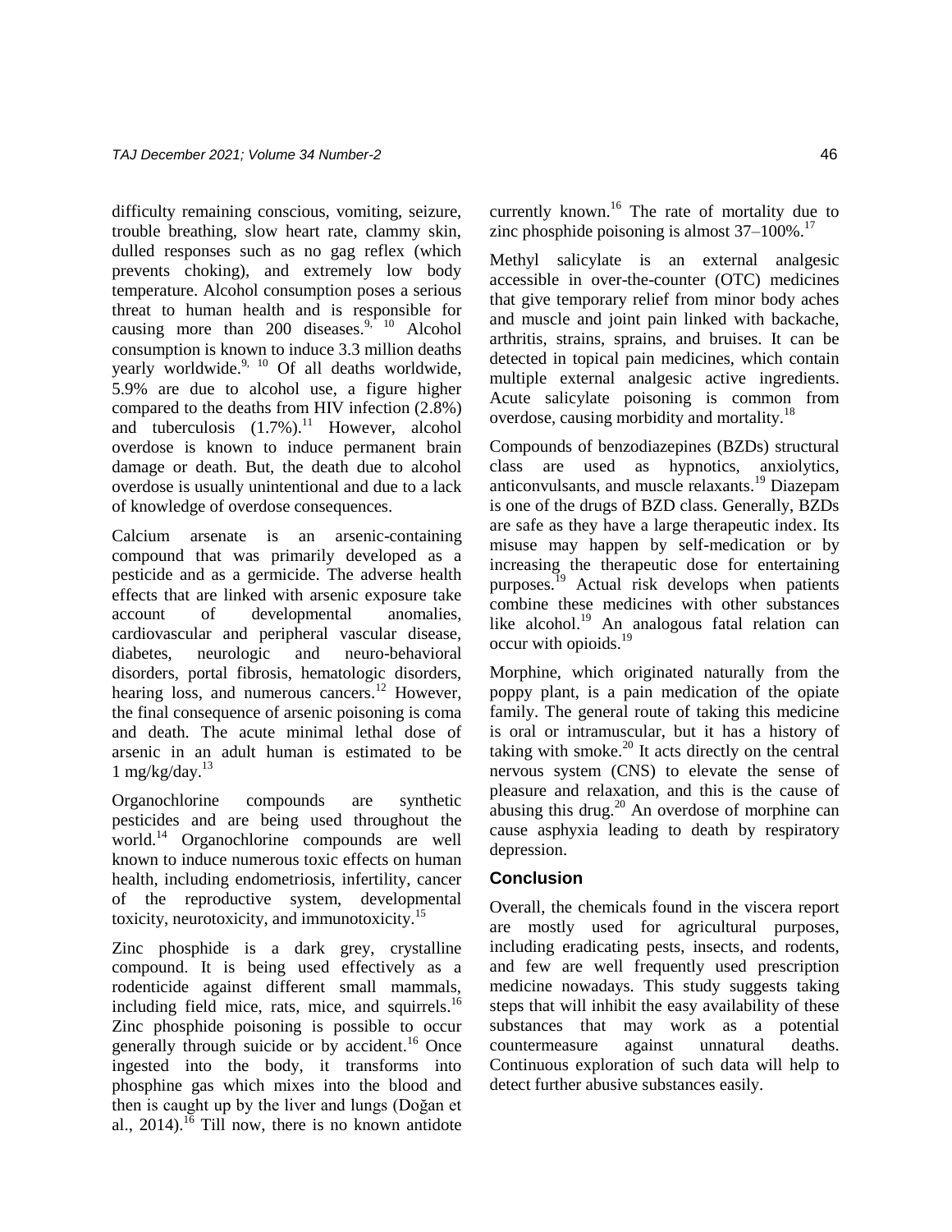difficulty remaining conscious, vomiting, seizure, trouble breathing, slow heart rate, clammy skin, dulled responses such as no gag reflex (which prevents choking), and extremely low body temperature. Alcohol consumption poses a serious threat to human health and is responsible for causing more than 200 diseases.[9, 10] Alcohol consumption is known to induce 3.3 million deaths yearly worldwide.[9, 10] Of all deaths worldwide, 5.9% are due to alcohol use, a figure higher compared to the deaths from HIV infection (2.8%) and tuberculosis (1.7%).[11] However, alcohol overdose is known to induce permanent brain damage or death. But, the death due to alcohol overdose is usually unintentional and due to a lack of knowledge of overdose consequences.

Calcium arsenate is an arsenic-containing compound that was primarily developed as a pesticide and as a germicide. The adverse health effects that are linked with arsenic exposure take account of developmental anomalies, cardiovascular and peripheral vascular disease, diabetes, neurologic and neuro-behavioral disorders, portal fibrosis, hematologic disorders, hearing loss, and numerous cancers.[12] However, the final consequence of arsenic poisoning is coma and death. The acute minimal lethal dose of arsenic in an adult human is estimated to be 1 mg/kg/day.[13]

Organochlorine compounds are synthetic pesticides and are being used throughout the world.[14] Organochlorine compounds are well known to induce numerous toxic effects on human health, including endometriosis, infertility, cancer of the reproductive system, developmental toxicity, neurotoxicity, and immunotoxicity.[15]

Zinc phosphide is a dark grey, crystalline compound. It is being used effectively as a rodenticide against different small mammals, including field mice, rats, mice, and squirrels.[16] Zinc phosphide poisoning is possible to occur generally through suicide or by accident.[16] Once ingested into the body, it transforms into phosphine gas which mixes into the blood and then is caught up by the liver and lungs (Doğan et al., 2014).[16] Till now, there is no known antidote currently known.[16] The rate of mortality due to zinc phosphide poisoning is almost 37–100%.[17]

Methyl salicylate is an external analgesic accessible in over-the-counter (OTC) medicines that give temporary relief from minor body aches and muscle and joint pain linked with backache, arthritis, strains, sprains, and bruises. It can be detected in topical pain medicines, which contain multiple external analgesic active ingredients. Acute salicylate poisoning is common from overdose, causing morbidity and mortality.[18]

Compounds of benzodiazepines (BZDs) structural class are used as hypnotics, anxiolytics, anticonvulsants, and muscle relaxants.[19] Diazepam is one of the drugs of BZD class. Generally, BZDs are safe as they have a large therapeutic index. Its misuse may happen by self-medication or by increasing the therapeutic dose for entertaining purposes.[19] Actual risk develops when patients combine these medicines with other substances like alcohol.[19] An analogous fatal relation can occur with opioids.[19]

Morphine, which originated naturally from the poppy plant, is a pain medication of the opiate family. The general route of taking this medicine is oral or intramuscular, but it has a history of taking with smoke.[20] It acts directly on the central nervous system (CNS) to elevate the sense of pleasure and relaxation, and this is the cause of abusing this drug.[20] An overdose of morphine can cause asphyxia leading to death by respiratory depression.

## Conclusion

Overall, the chemicals found in the viscera report are mostly used for agricultural purposes, including eradicating pests, insects, and rodents, and few are well frequently used prescription medicine nowadays. This study suggests taking steps that will inhibit the easy availability of these substances that may work as a potential countermeasure against unnatural deaths. Continuous exploration of such data will help to detect further abusive substances easily.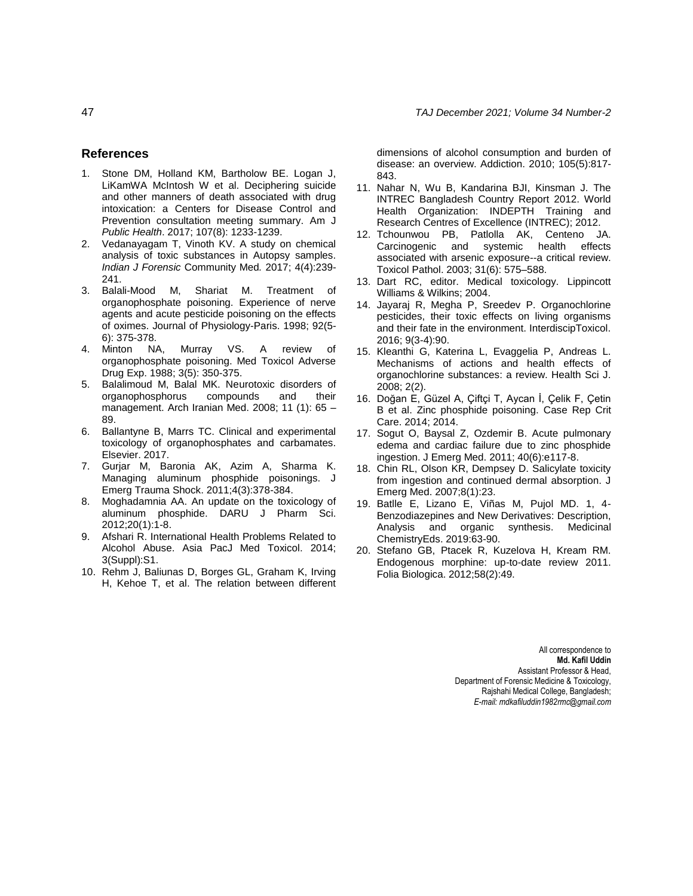## References

1. Stone DM, Holland KM, Bartholow BE. Logan J, LiKamWA McIntosh W et al. Deciphering suicide and other manners of death associated with drug intoxication: a Centers for Disease Control and Prevention consultation meeting summary. Am J *Public Health*. 2017; 107(8): 1233-1239.
2. Vedanayagam T, Vinoth KV. A study on chemical analysis of toxic substances in Autopsy samples. *Indian J Forensic* Community Med*.* 2017; 4(4):239-241.
3. Balali-Mood M, Shariat M. Treatment of organophosphate poisoning. Experience of nerve agents and acute pesticide poisoning on the effects of oximes. Journal of Physiology-Paris. 1998; 92(5-6): 375-378.
4. Minton NA, Murray VS. A review of organophosphate poisoning. Med Toxicol Adverse Drug Exp. 1988; 3(5): 350-375.
5. Balalimoud M, Balal MK. Neurotoxic disorders of organophosphorus compounds and their management. Arch Iranian Med. 2008; 11 (1): 65 – 89.
6. Ballantyne B, Marrs TC. Clinical and experimental toxicology of organophosphates and carbamates. Elsevier. 2017.
7. Gurjar M, Baronia AK, Azim A, Sharma K. Managing aluminum phosphide poisonings. J Emerg Trauma Shock. 2011;4(3):378-384.
8. Moghadamnia AA. An update on the toxicology of aluminum phosphide. DARU J Pharm Sci. 2012;20(1):1-8.
9. Afshari R. International Health Problems Related to Alcohol Abuse. Asia PacJ Med Toxicol. 2014; 3(Suppl):S1.
10. Rehm J, Baliunas D, Borges GL, Graham K, Irving H, Kehoe T, et al. The relation between different dimensions of alcohol consumption and burden of disease: an overview. Addiction. 2010; 105(5):817-843.
11. Nahar N, Wu B, Kandarina BJI, Kinsman J. The INTREC Bangladesh Country Report 2012. World Health Organization: INDEPTH Training and Research Centres of Excellence (INTREC); 2012.
12. Tchounwou PB, Patlolla AK, Centeno JA. Carcinogenic and systemic health effects associated with arsenic exposure--a critical review. Toxicol Pathol. 2003; 31(6): 575–588.
13. Dart RC, editor. Medical toxicology. Lippincott Williams & Wilkins; 2004.
14. Jayaraj R, Megha P, Sreedev P. Organochlorine pesticides, their toxic effects on living organisms and their fate in the environment. InterdiscipToxicol. 2016; 9(3-4):90.
15. Kleanthi G, Katerina L, Evaggelia P, Andreas L. Mechanisms of actions and health effects of organochlorine substances: a review. Health Sci J. 2008; 2(2).
16. Doğan E, Güzel A, Çiftçi T, Aycan İ, Çelik F, Çetin B et al. Zinc phosphide poisoning. Case Rep Crit Care. 2014; 2014.
17. Sogut O, Baysal Z, Ozdemir B. Acute pulmonary edema and cardiac failure due to zinc phosphide ingestion. J Emerg Med. 2011; 40(6):e117-8.
18. Chin RL, Olson KR, Dempsey D. Salicylate toxicity from ingestion and continued dermal absorption. J Emerg Med. 2007;8(1):23.
19. Batlle E, Lizano E, Viñas M, Pujol MD. 1, 4-Benzodiazepines and New Derivatives: Description, Analysis and organic synthesis. Medicinal ChemistryEds. 2019:63-90.
20. Stefano GB, Ptacek R, Kuzelova H, Kream RM. Endogenous morphine: up-to-date review 2011. Folia Biologica. 2012;58(2):49.

All correspondence to
**Md. Kafil Uddin**
Assistant Professor & Head,
Department of Forensic Medicine & Toxicology,
Rajshahi Medical College, Bangladesh;
*E-mail: mdkafiluddin1982rmc@gmail.com*